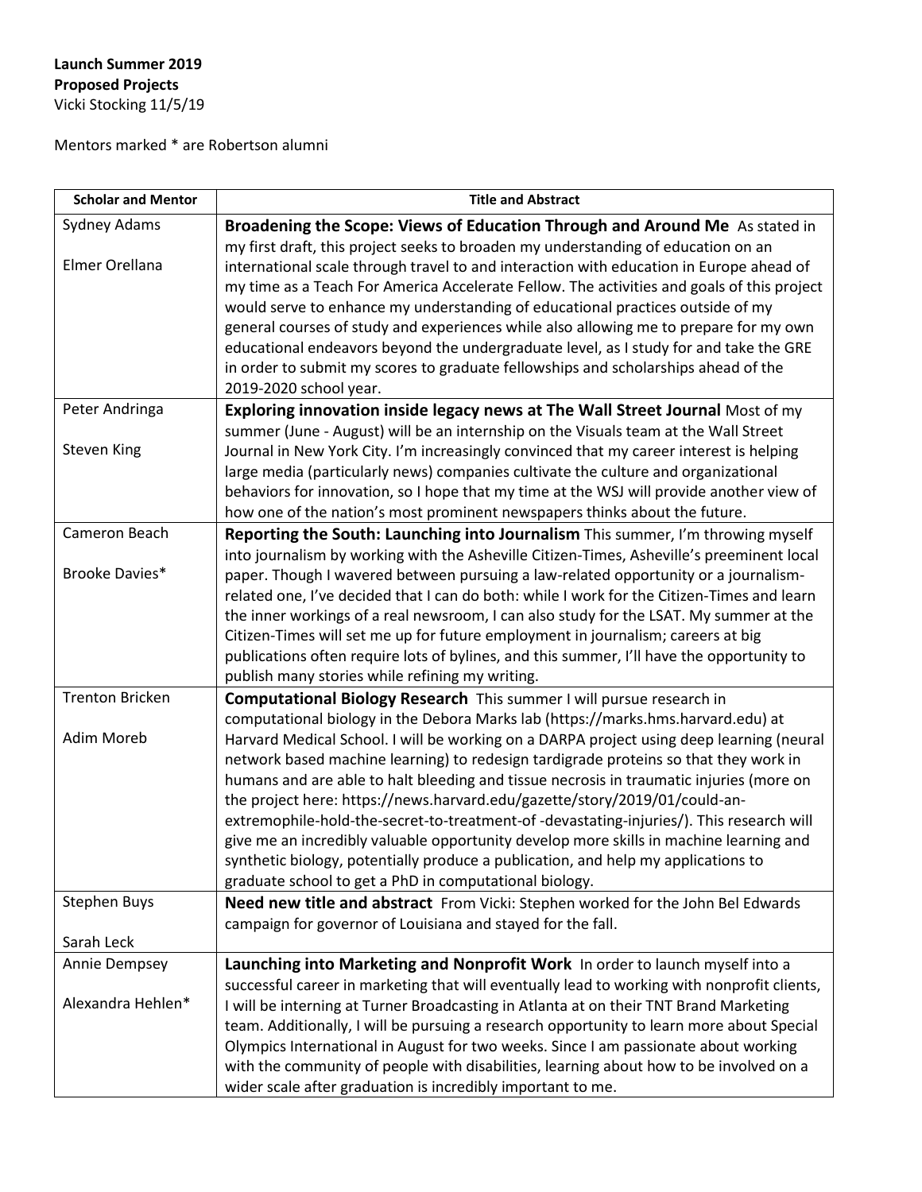**Launch Summer 2019**
**Proposed Projects**
Vicki Stocking 11/5/19

Mentors marked * are Robertson alumni

| Scholar and Mentor | Title and Abstract |
|---|---|
| Sydney Adams<br><br>Elmer Orellana | **Broadening the Scope: Views of Education Through and Around Me** As stated in my first draft, this project seeks to broaden my understanding of education on an international scale through travel to and interaction with education in Europe ahead of my time as a Teach For America Accelerate Fellow. The activities and goals of this project would serve to enhance my understanding of educational practices outside of my general courses of study and experiences while also allowing me to prepare for my own educational endeavors beyond the undergraduate level, as I study for and take the GRE in order to submit my scores to graduate fellowships and scholarships ahead of the 2019-2020 school year. |
| Peter Andringa<br><br>Steven King | **Exploring innovation inside legacy news at The Wall Street Journal** Most of my summer (June - August) will be an internship on the Visuals team at the Wall Street Journal in New York City. I'm increasingly convinced that my career interest is helping large media (particularly news) companies cultivate the culture and organizational behaviors for innovation, so I hope that my time at the WSJ will provide another view of how one of the nation's most prominent newspapers thinks about the future. |
| Cameron Beach<br><br>Brooke Davies* | **Reporting the South: Launching into Journalism** This summer, I'm throwing myself into journalism by working with the Asheville Citizen-Times, Asheville's preeminent local paper. Though I wavered between pursuing a law-related opportunity or a journalism-related one, I've decided that I can do both: while I work for the Citizen-Times and learn the inner workings of a real newsroom, I can also study for the LSAT. My summer at the Citizen-Times will set me up for future employment in journalism; careers at big publications often require lots of bylines, and this summer, I'll have the opportunity to publish many stories while refining my writing. |
| Trenton Bricken<br><br>Adim Moreb | **Computational Biology Research** This summer I will pursue research in computational biology in the Debora Marks lab (https://marks.hms.harvard.edu) at Harvard Medical School. I will be working on a DARPA project using deep learning (neural network based machine learning) to redesign tardigrade proteins so that they work in humans and are able to halt bleeding and tissue necrosis in traumatic injuries (more on the project here: https://news.harvard.edu/gazette/story/2019/01/could-an-extremophile-hold-the-secret-to-treatment-of -devastating-injuries/). This research will give me an incredibly valuable opportunity develop more skills in machine learning and synthetic biology, potentially produce a publication, and help my applications to graduate school to get a PhD in computational biology. |
| Stephen Buys<br><br>Sarah Leck | **Need new title and abstract** From Vicki: Stephen worked for the John Bel Edwards campaign for governor of Louisiana and stayed for the fall. |
| Annie Dempsey<br><br>Alexandra Hehlen* | **Launching into Marketing and Nonprofit Work** In order to launch myself into a successful career in marketing that will eventually lead to working with nonprofit clients, I will be interning at Turner Broadcasting in Atlanta at on their TNT Brand Marketing team. Additionally, I will be pursuing a research opportunity to learn more about Special Olympics International in August for two weeks. Since I am passionate about working with the community of people with disabilities, learning about how to be involved on a wider scale after graduation is incredibly important to me. |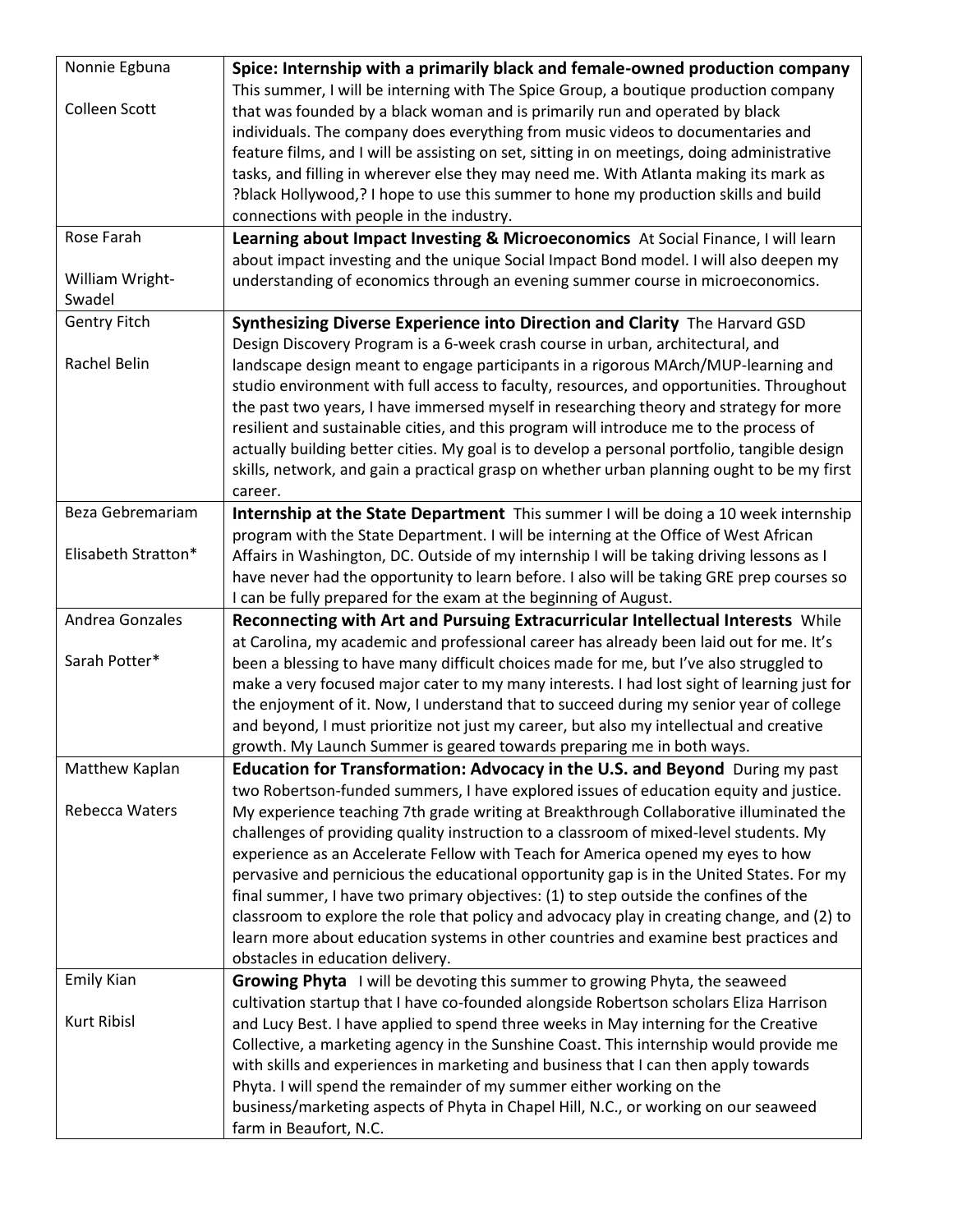| | |
|---|---|
| Nonnie Egbuna<br><br>Colleen Scott | **Spice: Internship with a primarily black and female-owned production company** This summer, I will be interning with The Spice Group, a boutique production company that was founded by a black woman and is primarily run and operated by black individuals. The company does everything from music videos to documentaries and feature films, and I will be assisting on set, sitting in on meetings, doing administrative tasks, and filling in wherever else they may need me. With Atlanta making its mark as ?black Hollywood,? I hope to use this summer to hone my production skills and build connections with people in the industry. |
| Rose Farah<br><br>William Wright-Swadel | **Learning about Impact Investing & Microeconomics** At Social Finance, I will learn about impact investing and the unique Social Impact Bond model. I will also deepen my understanding of economics through an evening summer course in microeconomics. |
| Gentry Fitch<br><br>Rachel Belin | **Synthesizing Diverse Experience into Direction and Clarity** The Harvard GSD Design Discovery Program is a 6-week crash course in urban, architectural, and landscape design meant to engage participants in a rigorous MArch/MUP-learning and studio environment with full access to faculty, resources, and opportunities. Throughout the past two years, I have immersed myself in researching theory and strategy for more resilient and sustainable cities, and this program will introduce me to the process of actually building better cities. My goal is to develop a personal portfolio, tangible design skills, network, and gain a practical grasp on whether urban planning ought to be my first career. |
| Beza Gebremariam<br><br>Elisabeth Stratton* | **Internship at the State Department** This summer I will be doing a 10 week internship program with the State Department. I will be interning at the Office of West African Affairs in Washington, DC. Outside of my internship I will be taking driving lessons as I have never had the opportunity to learn before. I also will be taking GRE prep courses so I can be fully prepared for the exam at the beginning of August. |
| Andrea Gonzales<br><br>Sarah Potter* | **Reconnecting with Art and Pursuing Extracurricular Intellectual Interests** While at Carolina, my academic and professional career has already been laid out for me. It's been a blessing to have many difficult choices made for me, but I've also struggled to make a very focused major cater to my many interests. I had lost sight of learning just for the enjoyment of it. Now, I understand that to succeed during my senior year of college and beyond, I must prioritize not just my career, but also my intellectual and creative growth. My Launch Summer is geared towards preparing me in both ways. |
| Matthew Kaplan<br><br>Rebecca Waters | **Education for Transformation: Advocacy in the U.S. and Beyond** During my past two Robertson-funded summers, I have explored issues of education equity and justice. My experience teaching 7th grade writing at Breakthrough Collaborative illuminated the challenges of providing quality instruction to a classroom of mixed-level students. My experience as an Accelerate Fellow with Teach for America opened my eyes to how pervasive and pernicious the educational opportunity gap is in the United States. For my final summer, I have two primary objectives: (1) to step outside the confines of the classroom to explore the role that policy and advocacy play in creating change, and (2) to learn more about education systems in other countries and examine best practices and obstacles in education delivery. |
| Emily Kian<br><br>Kurt Ribisl | **Growing Phyta** I will be devoting this summer to growing Phyta, the seaweed cultivation startup that I have co-founded alongside Robertson scholars Eliza Harrison and Lucy Best. I have applied to spend three weeks in May interning for the Creative Collective, a marketing agency in the Sunshine Coast. This internship would provide me with skills and experiences in marketing and business that I can then apply towards Phyta. I will spend the remainder of my summer either working on the business/marketing aspects of Phyta in Chapel Hill, N.C., or working on our seaweed farm in Beaufort, N.C. |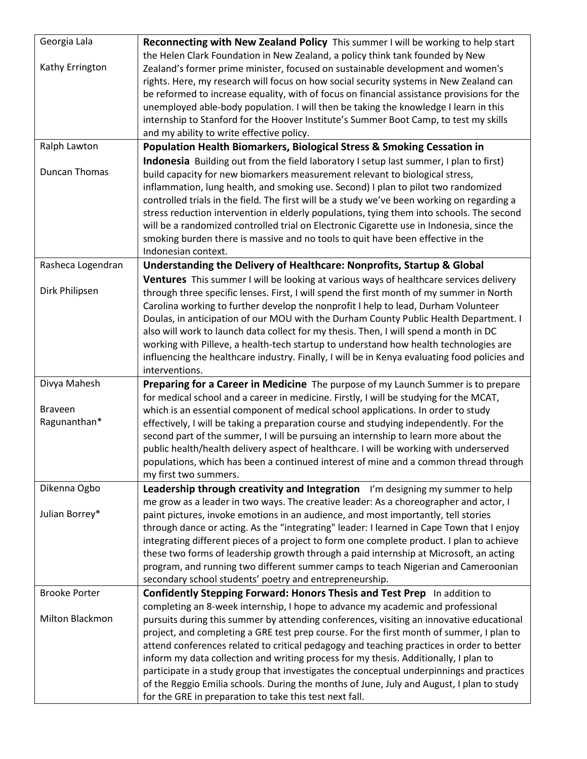| | |
|---|---|
| Georgia Lala<br><br>Kathy Errington | **Reconnecting with New Zealand Policy** This summer I will be working to help start the Helen Clark Foundation in New Zealand, a policy think tank founded by New Zealand's former prime minister, focused on sustainable development and women's rights. Here, my research will focus on how social security systems in New Zealand can be reformed to increase equality, with of focus on financial assistance provisions for the unemployed able-body population. I will then be taking the knowledge I learn in this internship to Stanford for the Hoover Institute's Summer Boot Camp, to test my skills and my ability to write effective policy. |
| Ralph Lawton<br><br>Duncan Thomas | **Population Health Biomarkers, Biological Stress & Smoking Cessation in Indonesia** Building out from the field laboratory I setup last summer, I plan to first) build capacity for new biomarkers measurement relevant to biological stress, inflammation, lung health, and smoking use. Second) I plan to pilot two randomized controlled trials in the field. The first will be a study we've been working on regarding a stress reduction intervention in elderly populations, tying them into schools. The second will be a randomized controlled trial on Electronic Cigarette use in Indonesia, since the smoking burden there is massive and no tools to quit have been effective in the Indonesian context. |
| Rasheca Logendran<br><br>Dirk Philipsen | **Understanding the Delivery of Healthcare: Nonprofits, Startup & Global Ventures** This summer I will be looking at various ways of healthcare services delivery through three specific lenses. First, I will spend the first month of my summer in North Carolina working to further develop the nonprofit I help to lead, Durham Volunteer Doulas, in anticipation of our MOU with the Durham County Public Health Department. I also will work to launch data collect for my thesis. Then, I will spend a month in DC working with Pilleve, a health-tech startup to understand how health technologies are influencing the healthcare industry. Finally, I will be in Kenya evaluating food policies and interventions. |
| Divya Mahesh<br><br>Braveen Ragunanthan* | **Preparing for a Career in Medicine** The purpose of my Launch Summer is to prepare for medical school and a career in medicine. Firstly, I will be studying for the MCAT, which is an essential component of medical school applications. In order to study effectively, I will be taking a preparation course and studying independently. For the second part of the summer, I will be pursuing an internship to learn more about the public health/health delivery aspect of healthcare. I will be working with underserved populations, which has been a continued interest of mine and a common thread through my first two summers. |
| Dikenna Ogbo<br><br>Julian Borrey* | **Leadership through creativity and Integration** I'm designing my summer to help me grow as a leader in two ways. The creative leader: As a choreographer and actor, I paint pictures, invoke emotions in an audience, and most importantly, tell stories through dance or acting. As the "integrating" leader: I learned in Cape Town that I enjoy integrating different pieces of a project to form one complete product. I plan to achieve these two forms of leadership growth through a paid internship at Microsoft, an acting program, and running two different summer camps to teach Nigerian and Cameroonian secondary school students' poetry and entrepreneurship. |
| Brooke Porter<br><br>Milton Blackmon | **Confidently Stepping Forward: Honors Thesis and Test Prep** In addition to completing an 8-week internship, I hope to advance my academic and professional pursuits during this summer by attending conferences, visiting an innovative educational project, and completing a GRE test prep course. For the first month of summer, I plan to attend conferences related to critical pedagogy and teaching practices in order to better inform my data collection and writing process for my thesis. Additionally, I plan to participate in a study group that investigates the conceptual underpinnings and practices of the Reggio Emilia schools. During the months of June, July and August, I plan to study for the GRE in preparation to take this test next fall. |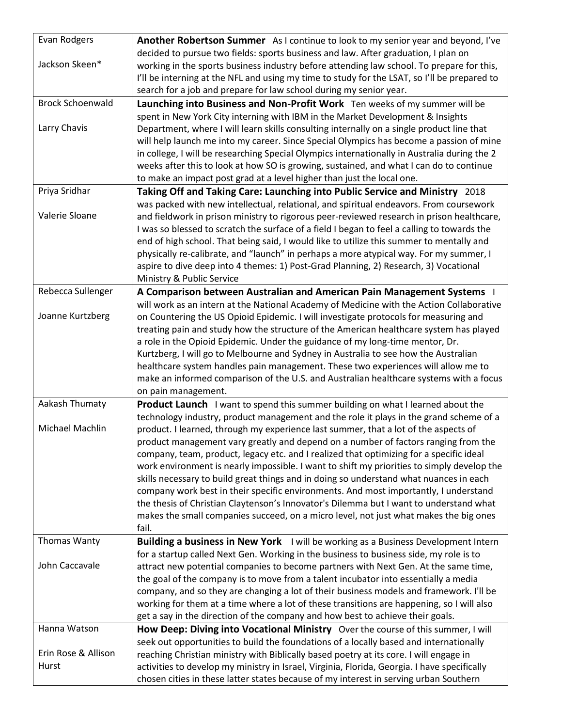| | |
|---|---|
| Evan Rodgers<br><br>Jackson Skeen* | **Another Robertson Summer** As I continue to look to my senior year and beyond, I've decided to pursue two fields: sports business and law. After graduation, I plan on working in the sports business industry before attending law school. To prepare for this, I'll be interning at the NFL and using my time to study for the LSAT, so I'll be prepared to search for a job and prepare for law school during my senior year. |
| Brock Schoenwald<br><br>Larry Chavis | **Launching into Business and Non-Profit Work** Ten weeks of my summer will be spent in New York City interning with IBM in the Market Development & Insights Department, where I will learn skills consulting internally on a single product line that will help launch me into my career. Since Special Olympics has become a passion of mine in college, I will be researching Special Olympics internationally in Australia during the 2 weeks after this to look at how SO is growing, sustained, and what I can do to continue to make an impact post grad at a level higher than just the local one. |
| Priya Sridhar<br><br>Valerie Sloane | **Taking Off and Taking Care: Launching into Public Service and Ministry** 2018 was packed with new intellectual, relational, and spiritual endeavors. From coursework and fieldwork in prison ministry to rigorous peer-reviewed research in prison healthcare, I was so blessed to scratch the surface of a field I began to feel a calling to towards the end of high school. That being said, I would like to utilize this summer to mentally and physically re-calibrate, and "launch" in perhaps a more atypical way. For my summer, I aspire to dive deep into 4 themes: 1) Post-Grad Planning, 2) Research, 3) Vocational Ministry & Public Service |
| Rebecca Sullenger<br><br>Joanne Kurtzberg | **A Comparison between Australian and American Pain Management Systems** I will work as an intern at the National Academy of Medicine with the Action Collaborative on Countering the US Opioid Epidemic. I will investigate protocols for measuring and treating pain and study how the structure of the American healthcare system has played a role in the Opioid Epidemic. Under the guidance of my long-time mentor, Dr. Kurtzberg, I will go to Melbourne and Sydney in Australia to see how the Australian healthcare system handles pain management. These two experiences will allow me to make an informed comparison of the U.S. and Australian healthcare systems with a focus on pain management. |
| Aakash Thumaty<br><br>Michael Machlin | **Product Launch** I want to spend this summer building on what I learned about the technology industry, product management and the role it plays in the grand scheme of a product. I learned, through my experience last summer, that a lot of the aspects of product management vary greatly and depend on a number of factors ranging from the company, team, product, legacy etc. and I realized that optimizing for a specific ideal work environment is nearly impossible. I want to shift my priorities to simply develop the skills necessary to build great things and in doing so understand what nuances in each company work best in their specific environments. And most importantly, I understand the thesis of Christian Claytenson's Innovator's Dilemma but I want to understand what makes the small companies succeed, on a micro level, not just what makes the big ones fail. |
| Thomas Wanty<br><br>John Caccavale | **Building a business in New York** I will be working as a Business Development Intern for a startup called Next Gen. Working in the business to business side, my role is to attract new potential companies to become partners with Next Gen. At the same time, the goal of the company is to move from a talent incubator into essentially a media company, and so they are changing a lot of their business models and framework. I'll be working for them at a time where a lot of these transitions are happening, so I will also get a say in the direction of the company and how best to achieve their goals. |
| Hanna Watson<br><br>Erin Rose & Allison Hurst | **How Deep: Diving into Vocational Ministry** Over the course of this summer, I will seek out opportunities to build the foundations of a locally based and internationally reaching Christian ministry with Biblically based poetry at its core. I will engage in activities to develop my ministry in Israel, Virginia, Florida, Georgia. I have specifically chosen cities in these latter states because of my interest in serving urban Southern |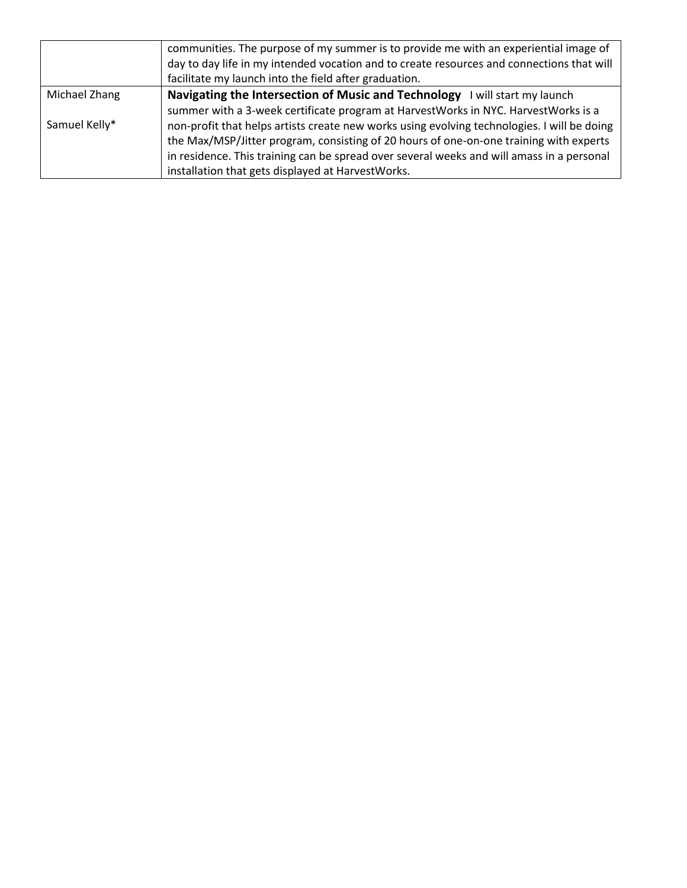| | |
|---|---|
| | communities. The purpose of my summer is to provide me with an experiential image of day to day life in my intended vocation and to create resources and connections that will facilitate my launch into the field after graduation. |
| Michael Zhang<br><br>Samuel Kelly* | **Navigating the Intersection of Music and Technology** I will start my launch summer with a 3-week certificate program at HarvestWorks in NYC. HarvestWorks is a non-profit that helps artists create new works using evolving technologies. I will be doing the Max/MSP/Jitter program, consisting of 20 hours of one-on-one training with experts in residence. This training can be spread over several weeks and will amass in a personal installation that gets displayed at HarvestWorks. |